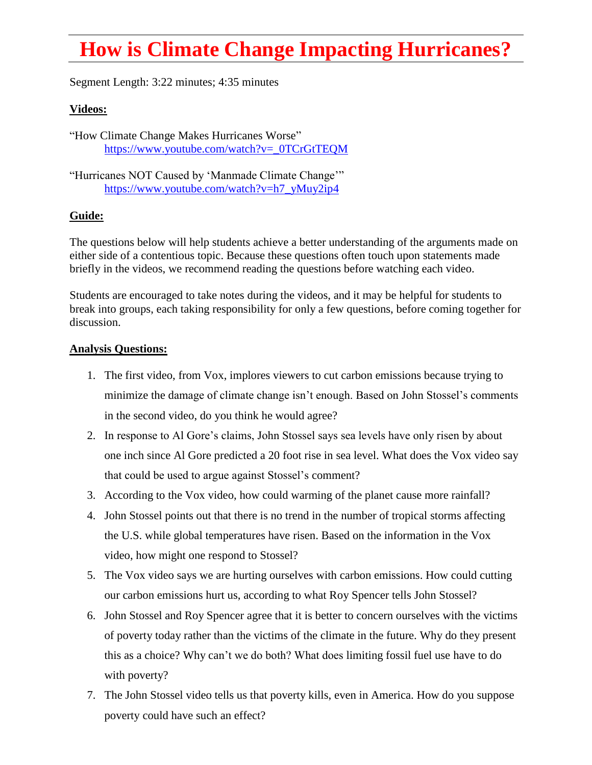# How is Climate Change Impacting Hurricanes?

Segment Length: 3:22 minutes; 4:35 minutes

**Videos:**

"How Climate Change Makes Hurricanes Worse"
https://www.youtube.com/watch?v=_0TCrGtTEQM

"Hurricanes NOT Caused by 'Manmade Climate Change'"
https://www.youtube.com/watch?v=h7_yMuy2ip4

**Guide:**

The questions below will help students achieve a better understanding of the arguments made on either side of a contentious topic. Because these questions often touch upon statements made briefly in the videos, we recommend reading the questions before watching each video.

Students are encouraged to take notes during the videos, and it may be helpful for students to break into groups, each taking responsibility for only a few questions, before coming together for discussion.

**Analysis Questions:**

1. The first video, from Vox, implores viewers to cut carbon emissions because trying to minimize the damage of climate change isn't enough. Based on John Stossel's comments in the second video, do you think he would agree?
2. In response to Al Gore's claims, John Stossel says sea levels have only risen by about one inch since Al Gore predicted a 20 foot rise in sea level. What does the Vox video say that could be used to argue against Stossel's comment?
3. According to the Vox video, how could warming of the planet cause more rainfall?
4. John Stossel points out that there is no trend in the number of tropical storms affecting the U.S. while global temperatures have risen. Based on the information in the Vox video, how might one respond to Stossel?
5. The Vox video says we are hurting ourselves with carbon emissions. How could cutting our carbon emissions hurt us, according to what Roy Spencer tells John Stossel?
6. John Stossel and Roy Spencer agree that it is better to concern ourselves with the victims of poverty today rather than the victims of the climate in the future. Why do they present this as a choice? Why can't we do both? What does limiting fossil fuel use have to do with poverty?
7. The John Stossel video tells us that poverty kills, even in America. How do you suppose poverty could have such an effect?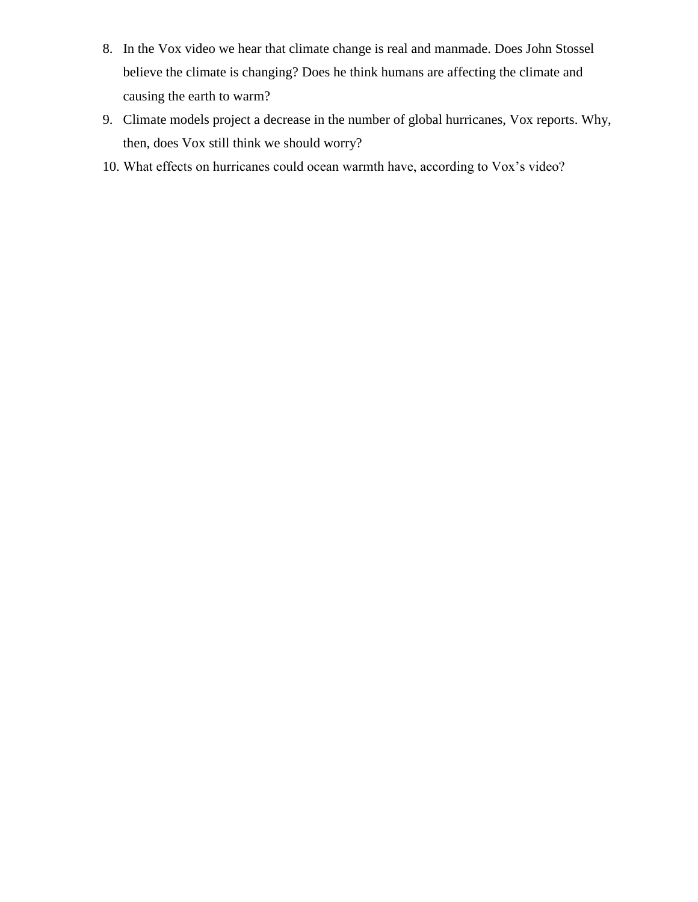8. In the Vox video we hear that climate change is real and manmade. Does John Stossel believe the climate is changing? Does he think humans are affecting the climate and causing the earth to warm?
9. Climate models project a decrease in the number of global hurricanes, Vox reports. Why, then, does Vox still think we should worry?
10. What effects on hurricanes could ocean warmth have, according to Vox's video?